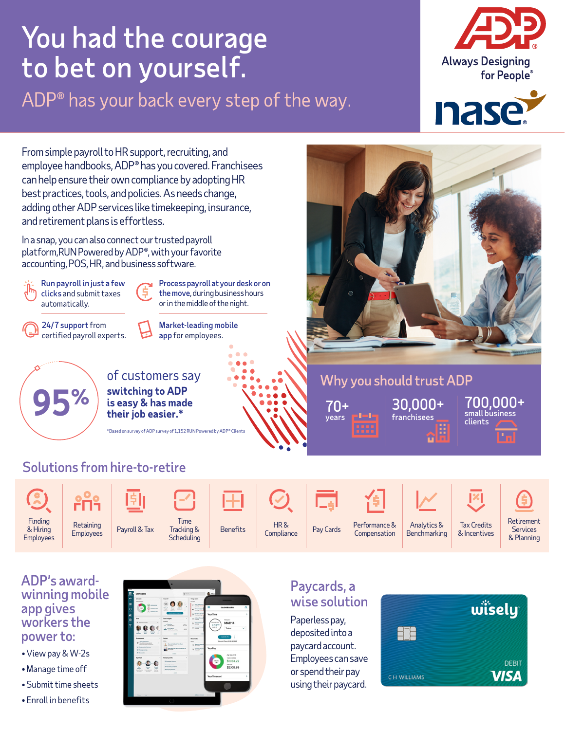# You had the courage to bet on yourself.

## ADP® has your back every step of the way.

ADP Always Designing for People®

nase®

From simple payroll to HR support, recruiting, and employee handbooks, ADP® has you covered. Franchisees can help ensure their own compliance by adopting HR best practices, tools, and policies. As needs change, adding other ADP services like timekeeping, insurance, and retirement plans is effortless.

In a snap, you can also connect our trusted payroll platform, RUN Powered by ADP®, with your favorite accounting, POS, HR, and business software.

- **Run payroll in just a few clicks** and submit taxes automatically.
- **Process payroll at your desk or on the move,** during business hours or in the middle of the night.
- **24/7 support** from certified payroll experts.
- **Market-leading mobile app** for employees.

**95%** of customers say **switching to ADP is easy & has made their job easier.***

*Based on survey of ADP survey of 1,152 RUN Powered by ADP® Clients

## Why you should trust ADP

- **70+** years
- **30,000+** franchisees
- **700,000+** small business clients

## Solutions from hire-to-retire

- Finding & Hiring Employees
- Retaining Employees
- Payroll & Tax
- Time Tracking & Scheduling
- Benefits
- HR & Compliance
- Pay Cards
- Performance & Compensation
- Analytics & Benchmarking
- Tax Credits & Incentives
- Retirement Services & Planning

## ADP's award-winning mobile app gives workers the power to:

- View pay & W-2s
- Manage time off
- Submit time sheets
- Enroll in benefits

## Paycards, a wise solution

Paperless pay, deposited into a paycard account. Employees can save or spend their pay using their paycard.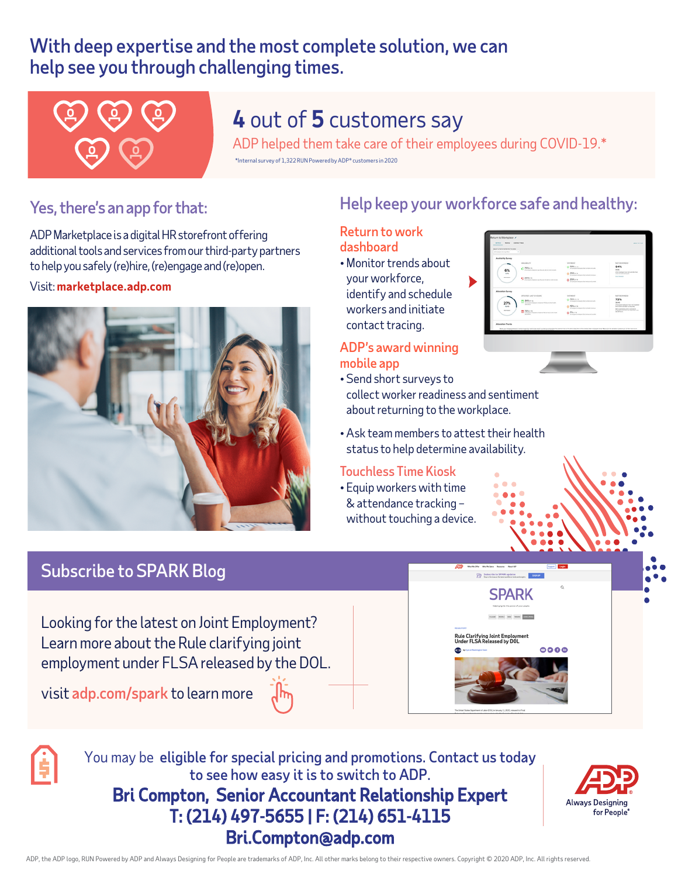# With deep expertise and the most complete solution, we can help see you through challenging times.

## 4 out of 5 customers say

ADP helped them take care of their employees during COVID-19.*

*Internal survey of 1,322 RUN Powered by ADP® customers in 2020

## Yes, there's an app for that:

ADP Marketplace is a digital HR storefront offering additional tools and services from our third-party partners to help you safely (re)hire, (re)engage and (re)open.

Visit: **marketplace.adp.com**

## Help keep your workforce safe and healthy:

### Return to work dashboard

- Monitor trends about your workforce, identify and schedule workers and initiate contact tracing.

### ADP's award winning mobile app

- Send short surveys to collect worker readiness and sentiment about returning to the workplace.
- Ask team members to attest their health status to help determine availability.

### Touchless Time Kiosk

- Equip workers with time & attendance tracking – without touching a device.

## Subscribe to SPARK Blog

Looking for the latest on Joint Employment? Learn more about the Rule clarifying joint employment under FLSA released by the DOL.

visit adp.com/spark to learn more

You may be **eligible for special pricing and promotions. Contact us today** to see how easy it is to switch to ADP.

**Bri Compton, Senior Accountant Relationship Expert**
**T: (214) 497-5655 | F: (214) 651-4115**
**Bri.Compton@adp.com**

ADP Always Designing for People®

ADP, the ADP logo, RUN Powered by ADP and Always Designing for People are trademarks of ADP, Inc. All other marks belong to their respective owners. Copyright © 2020 ADP, Inc. All rights reserved.